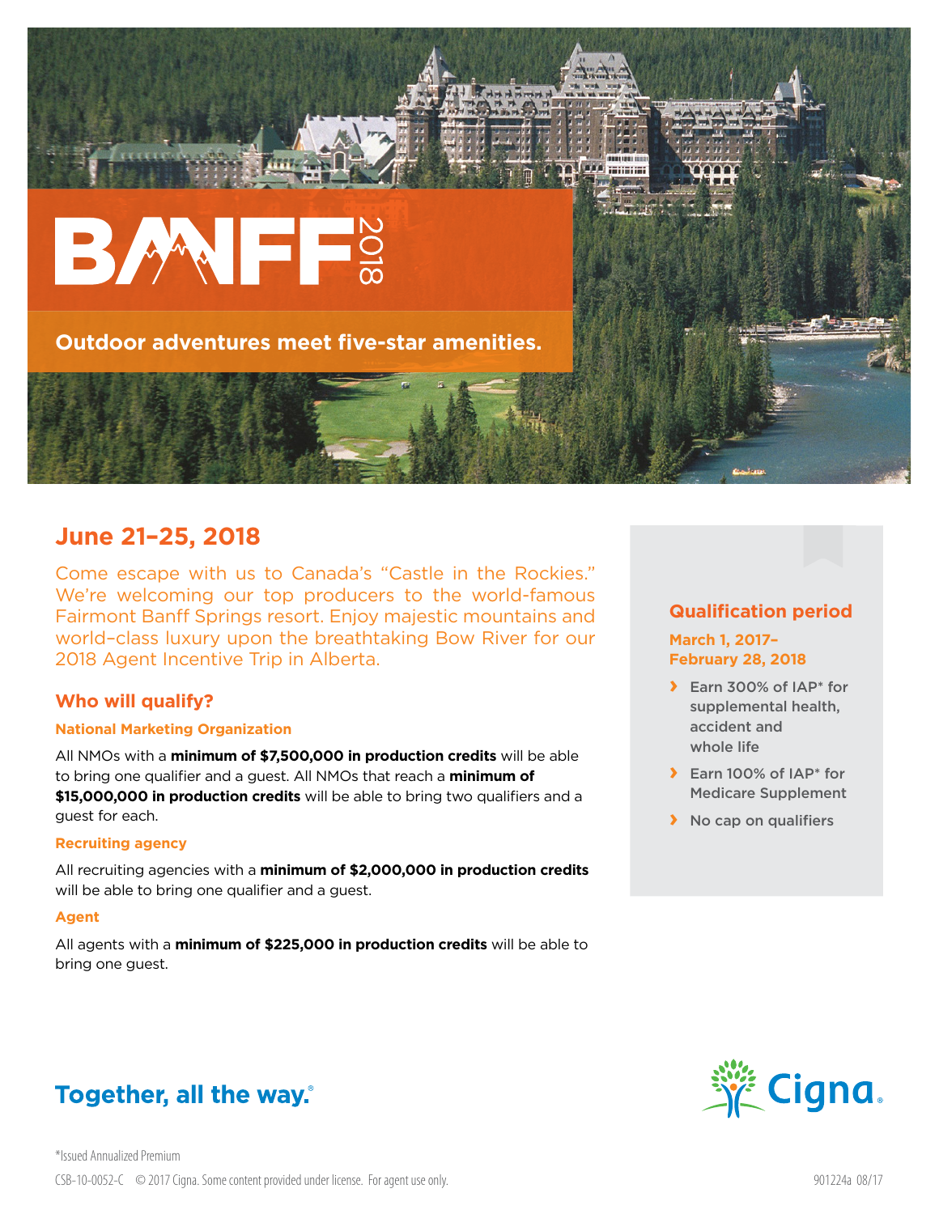# BANFF 2018

**Outdoor adventures meet five-star amenities.**

## June 21–25, 2018

Come escape with us to Canada's "Castle in the Rockies." We're welcoming our top producers to the world-famous Fairmont Banff Springs resort. Enjoy majestic mountains and world-class luxury upon the breathtaking Bow River for our 2018 Agent Incentive Trip in Alberta.

### Who will qualify?

#### National Marketing Organization

All NMOs with a **minimum of $7,500,000 in production credits** will be able to bring one qualifier and a guest. All NMOs that reach a **minimum of $15,000,000 in production credits** will be able to bring two qualifiers and a guest for each.

#### Recruiting agency

All recruiting agencies with a **minimum of $2,000,000 in production credits** will be able to bring one qualifier and a guest.

#### Agent

All agents with a **minimum of $225,000 in production credits** will be able to bring one guest.

### Qualification period

**March 1, 2017–February 28, 2018**

- Earn 300% of IAP* for supplemental health, accident and whole life
- Earn 100% of IAP* for Medicare Supplement
- No cap on qualifiers

**Together, all the way.®**

Cigna.

*Issued Annualized Premium

CSB-10-0052-C © 2017 Cigna. Some content provided under license. For agent use only.

901224a 08/17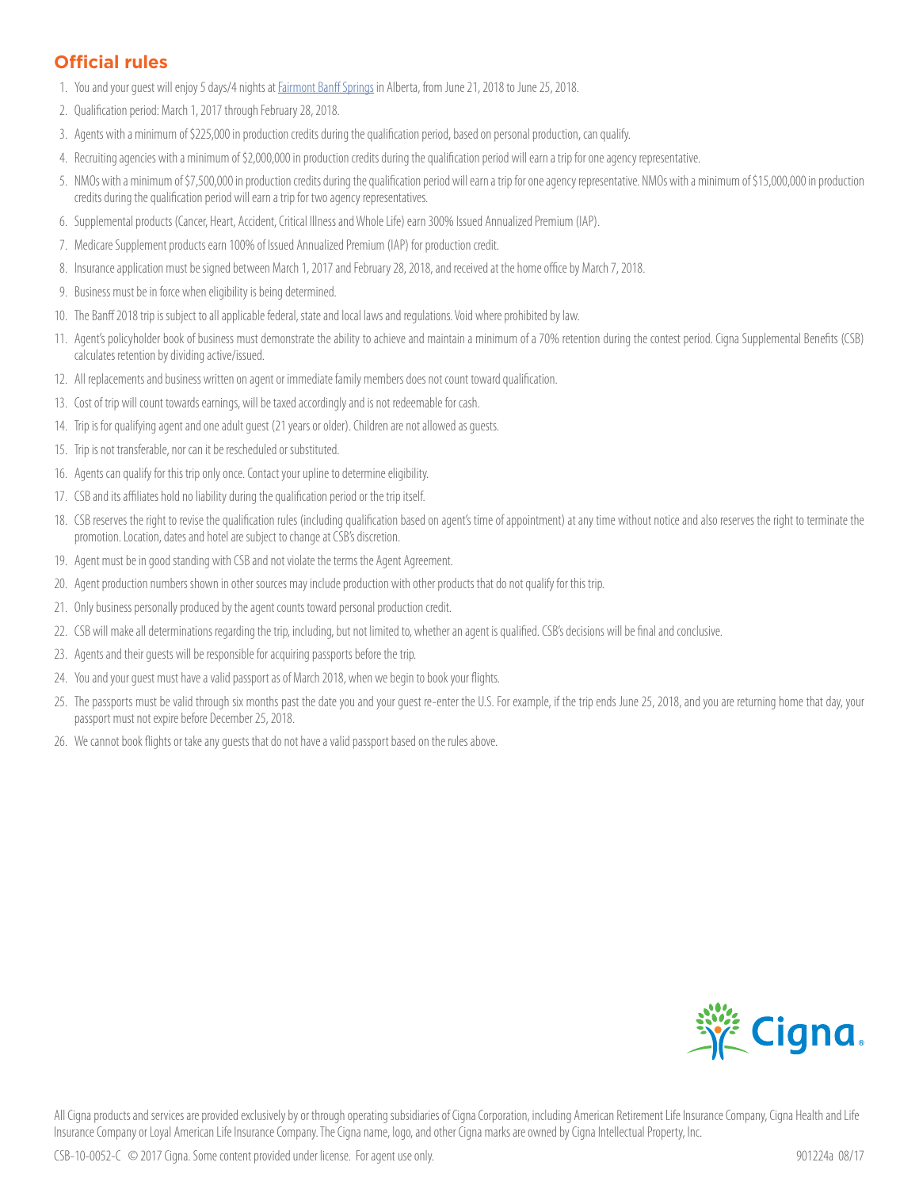## Official rules

1. You and your guest will enjoy 5 days/4 nights at [Fairmont Banff Springs] in Alberta, from June 21, 2018 to June 25, 2018.
2. Qualification period: March 1, 2017 through February 28, 2018.
3. Agents with a minimum of $225,000 in production credits during the qualification period, based on personal production, can qualify.
4. Recruiting agencies with a minimum of $2,000,000 in production credits during the qualification period will earn a trip for one agency representative.
5. NMOs with a minimum of $7,500,000 in production credits during the qualification period will earn a trip for one agency representative. NMOs with a minimum of $15,000,000 in production credits during the qualification period will earn a trip for two agency representatives.
6. Supplemental products (Cancer, Heart, Accident, Critical Illness and Whole Life) earn 300% Issued Annualized Premium (IAP).
7. Medicare Supplement products earn 100% of Issued Annualized Premium (IAP) for production credit.
8. Insurance application must be signed between March 1, 2017 and February 28, 2018, and received at the home office by March 7, 2018.
9. Business must be in force when eligibility is being determined.
10. The Banff 2018 trip is subject to all applicable federal, state and local laws and regulations. Void where prohibited by law.
11. Agent's policyholder book of business must demonstrate the ability to achieve and maintain a minimum of a 70% retention during the contest period. Cigna Supplemental Benefits (CSB) calculates retention by dividing active/issued.
12. All replacements and business written on agent or immediate family members does not count toward qualification.
13. Cost of trip will count towards earnings, will be taxed accordingly and is not redeemable for cash.
14. Trip is for qualifying agent and one adult guest (21 years or older). Children are not allowed as guests.
15. Trip is not transferable, nor can it be rescheduled or substituted.
16. Agents can qualify for this trip only once. Contact your upline to determine eligibility.
17. CSB and its affiliates hold no liability during the qualification period or the trip itself.
18. CSB reserves the right to revise the qualification rules (including qualification based on agent's time of appointment) at any time without notice and also reserves the right to terminate the promotion. Location, dates and hotel are subject to change at CSB's discretion.
19. Agent must be in good standing with CSB and not violate the terms the Agent Agreement.
20. Agent production numbers shown in other sources may include production with other products that do not qualify for this trip.
21. Only business personally produced by the agent counts toward personal production credit.
22. CSB will make all determinations regarding the trip, including, but not limited to, whether an agent is qualified. CSB's decisions will be final and conclusive.
23. Agents and their guests will be responsible for acquiring passports before the trip.
24. You and your guest must have a valid passport as of March 2018, when we begin to book your flights.
25. The passports must be valid through six months past the date you and your guest re-enter the U.S. For example, if the trip ends June 25, 2018, and you are returning home that day, your passport must not expire before December 25, 2018.
26. We cannot book flights or take any guests that do not have a valid passport based on the rules above.

Cigna.

All Cigna products and services are provided exclusively by or through operating subsidiaries of Cigna Corporation, including American Retirement Life Insurance Company, Cigna Health and Life Insurance Company or Loyal American Life Insurance Company. The Cigna name, logo, and other Cigna marks are owned by Cigna Intellectual Property, Inc.

CSB-10-0052-C © 2017 Cigna. Some content provided under license. For agent use only. 901224a 08/17